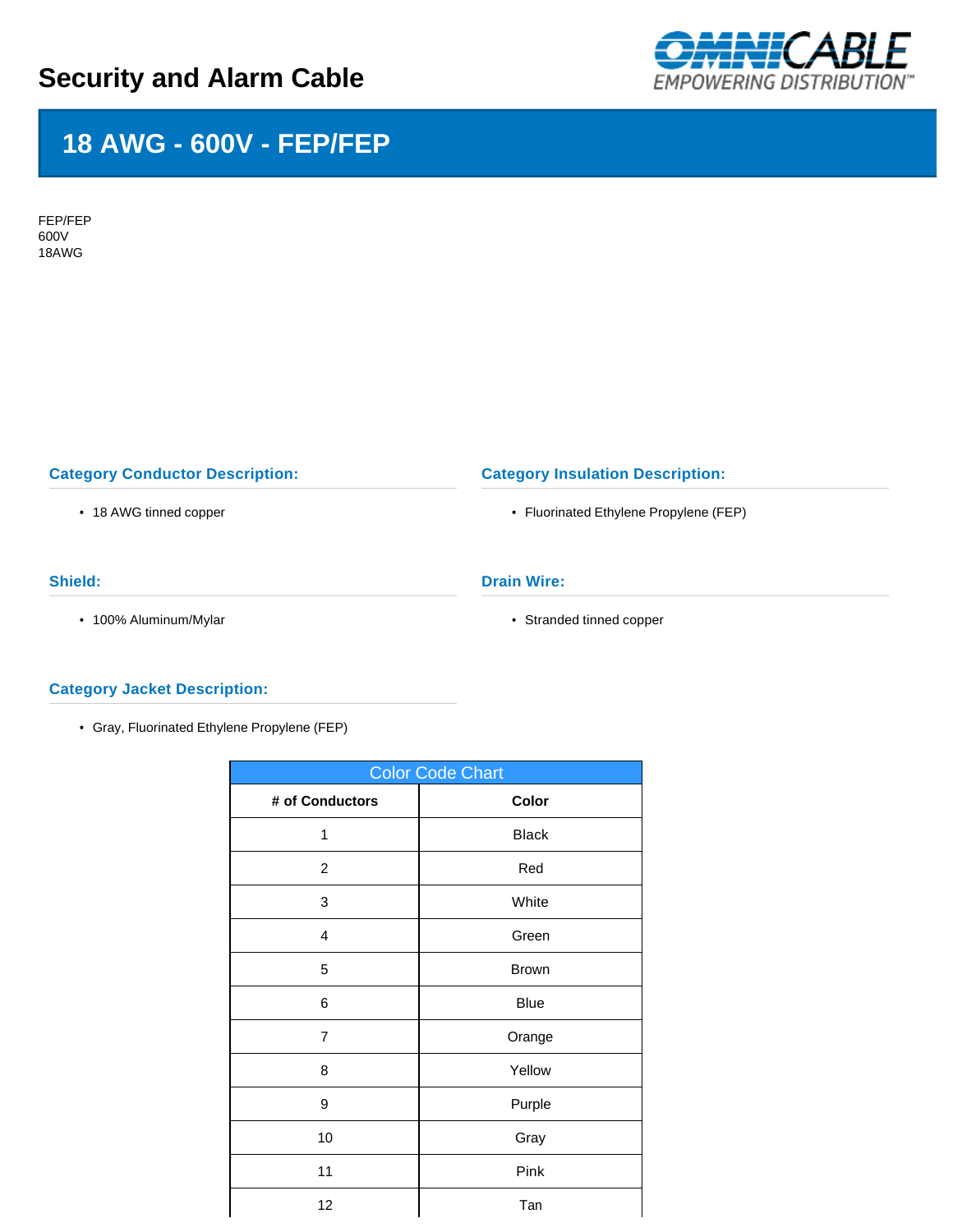# Security and Alarm Cable

OMNICABLE
EMPOWERING DISTRIBUTION™

## 18 AWG - 600V - FEP/FEP

FEP/FEP
600V
18AWG

### Category Conductor Description:

- 18 AWG tinned copper

### Category Insulation Description:

- Fluorinated Ethylene Propylene (FEP)

### Shield:

- 100% Aluminum/Mylar

### Drain Wire:

- Stranded tinned copper

### Category Jacket Description:

- Gray, Fluorinated Ethylene Propylene (FEP)

| Color Code Chart | |
|---|---|
| **# of Conductors** | **Color** |
| 1 | Black |
| 2 | Red |
| 3 | White |
| 4 | Green |
| 5 | Brown |
| 6 | Blue |
| 7 | Orange |
| 8 | Yellow |
| 9 | Purple |
| 10 | Gray |
| 11 | Pink |
| 12 | Tan |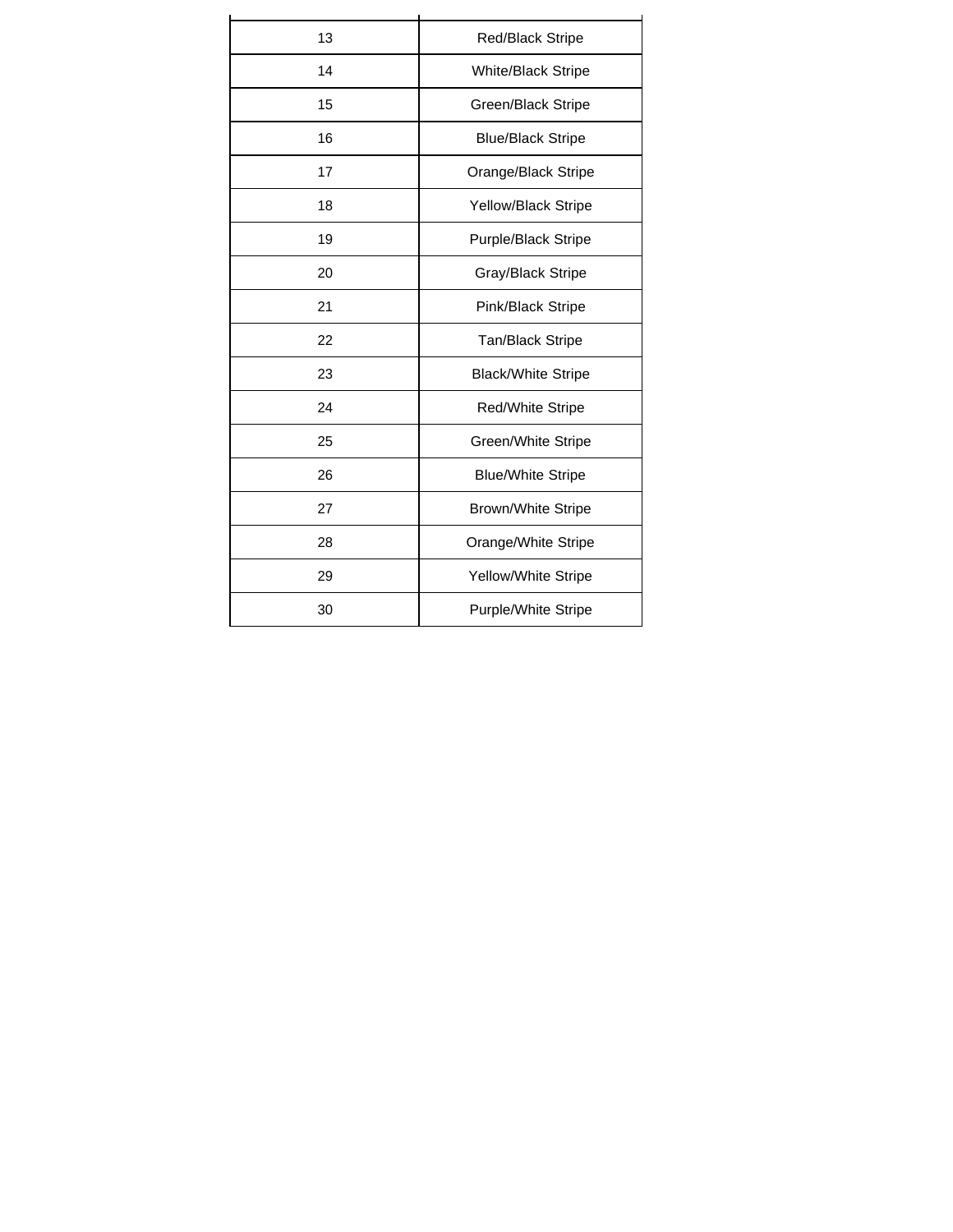| | |
|---|---|
| 13 | Red/Black Stripe |
| 14 | White/Black Stripe |
| 15 | Green/Black Stripe |
| 16 | Blue/Black Stripe |
| 17 | Orange/Black Stripe |
| 18 | Yellow/Black Stripe |
| 19 | Purple/Black Stripe |
| 20 | Gray/Black Stripe |
| 21 | Pink/Black Stripe |
| 22 | Tan/Black Stripe |
| 23 | Black/White Stripe |
| 24 | Red/White Stripe |
| 25 | Green/White Stripe |
| 26 | Blue/White Stripe |
| 27 | Brown/White Stripe |
| 28 | Orange/White Stripe |
| 29 | Yellow/White Stripe |
| 30 | Purple/White Stripe |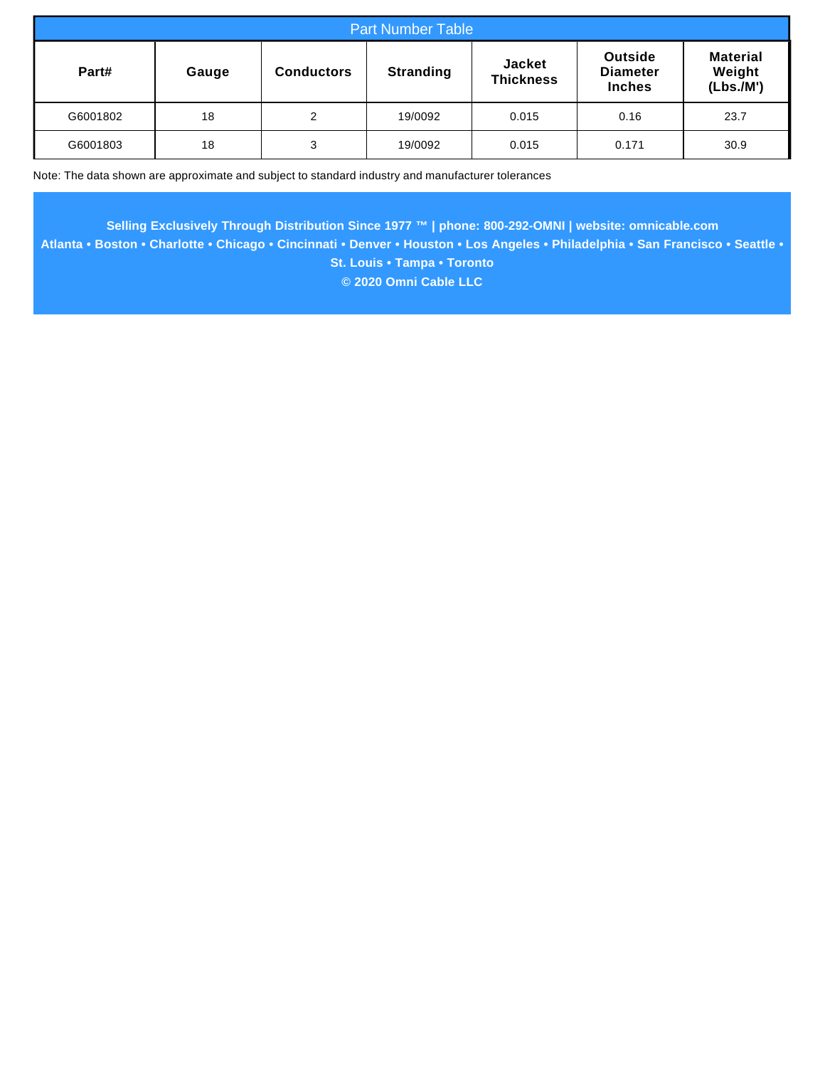## Part Number Table

| Part# | Gauge | Conductors | Stranding | Jacket Thickness | Outside Diameter Inches | Material Weight (Lbs./M') |
|---|---|---|---|---|---|---|
| G6001802 | 18 | 2 | 19/0092 | 0.015 | 0.16 | 23.7 |
| G6001803 | 18 | 3 | 19/0092 | 0.015 | 0.171 | 30.9 |

Note: The data shown are approximate and subject to standard industry and manufacturer tolerances

**Selling Exclusively Through Distribution Since 1977 ™ | phone: 800-292-OMNI | website: omnicable.com**
**Atlanta • Boston • Charlotte • Chicago • Cincinnati • Denver • Houston • Los Angeles • Philadelphia • San Francisco • Seattle • St. Louis • Tampa • Toronto**
**© 2020 Omni Cable LLC**